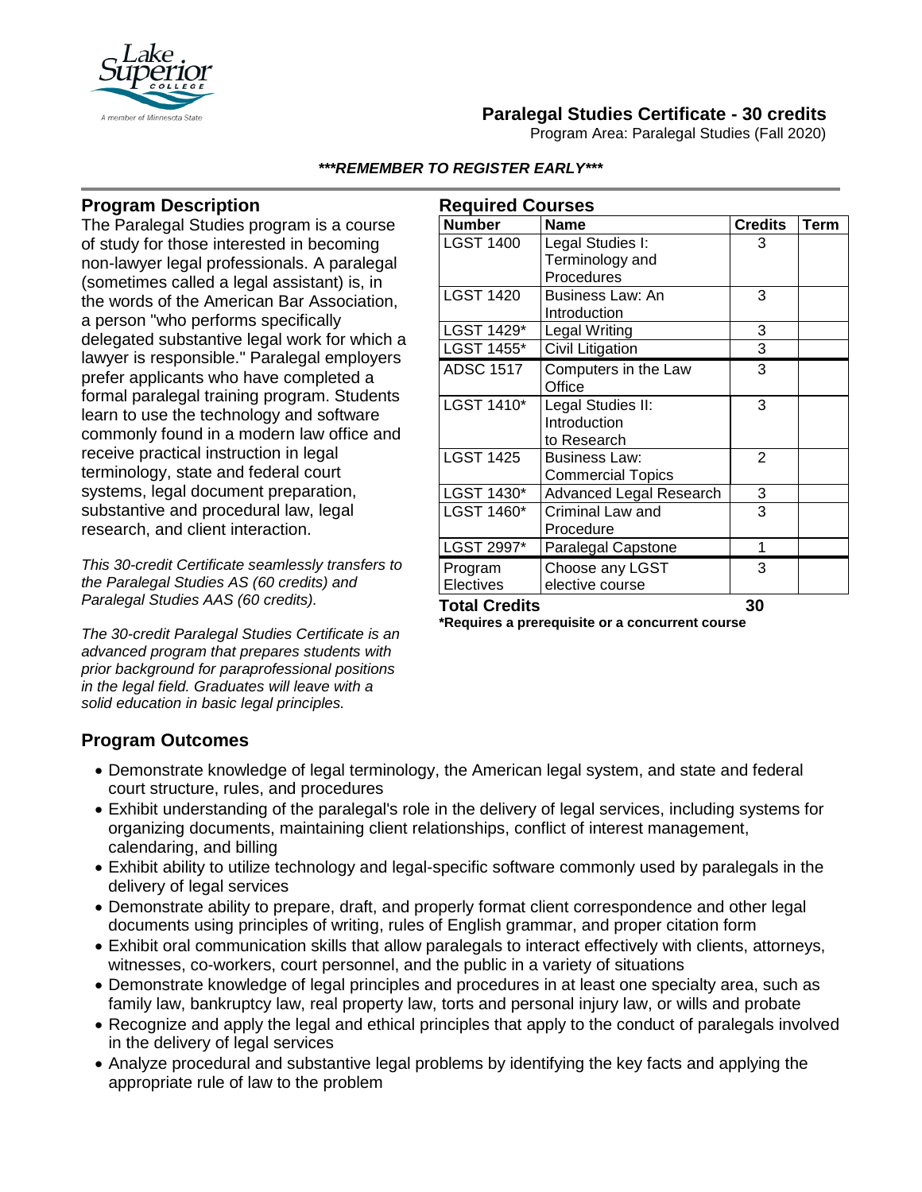# Paralegal Studies Certificate - 30 credits

Program Area: Paralegal Studies (Fall 2020)

***REMEMBER TO REGISTER EARLY***

## Program Description

The Paralegal Studies program is a course of study for those interested in becoming non-lawyer legal professionals. A paralegal (sometimes called a legal assistant) is, in the words of the American Bar Association, a person "who performs specifically delegated substantive legal work for which a lawyer is responsible." Paralegal employers prefer applicants who have completed a formal paralegal training program. Students learn to use the technology and software commonly found in a modern law office and receive practical instruction in legal terminology, state and federal court systems, legal document preparation, substantive and procedural law, legal research, and client interaction.

*This 30-credit Certificate seamlessly transfers to the Paralegal Studies AS (60 credits) and Paralegal Studies AAS (60 credits).*

*The 30-credit Paralegal Studies Certificate is an advanced program that prepares students with prior background for paraprofessional positions in the legal field. Graduates will leave with a solid education in basic legal principles.*

## Required Courses

| Number | Name | Credits | Term |
|---|---|---|---|
| LGST 1400 | Legal Studies I: Terminology and Procedures | 3 | |
| LGST 1420 | Business Law: An Introduction | 3 | |
| LGST 1429* | Legal Writing | 3 | |
| LGST 1455* | Civil Litigation | 3 | |
| ADSC 1517 | Computers in the Law Office | 3 | |
| LGST 1410* | Legal Studies II: Introduction to Research | 3 | |
| LGST 1425 | Business Law: Commercial Topics | 2 | |
| LGST 1430* | Advanced Legal Research | 3 | |
| LGST 1460* | Criminal Law and Procedure | 3 | |
| LGST 2997* | Paralegal Capstone | 1 | |
| Program Electives | Choose any LGST elective course | 3 | |
| **Total Credits** | | **30** | |

**\*Requires a prerequisite or a concurrent course**

## Program Outcomes

- Demonstrate knowledge of legal terminology, the American legal system, and state and federal court structure, rules, and procedures
- Exhibit understanding of the paralegal's role in the delivery of legal services, including systems for organizing documents, maintaining client relationships, conflict of interest management, calendaring, and billing
- Exhibit ability to utilize technology and legal-specific software commonly used by paralegals in the delivery of legal services
- Demonstrate ability to prepare, draft, and properly format client correspondence and other legal documents using principles of writing, rules of English grammar, and proper citation form
- Exhibit oral communication skills that allow paralegals to interact effectively with clients, attorneys, witnesses, co-workers, court personnel, and the public in a variety of situations
- Demonstrate knowledge of legal principles and procedures in at least one specialty area, such as family law, bankruptcy law, real property law, torts and personal injury law, or wills and probate
- Recognize and apply the legal and ethical principles that apply to the conduct of paralegals involved in the delivery of legal services
- Analyze procedural and substantive legal problems by identifying the key facts and applying the appropriate rule of law to the problem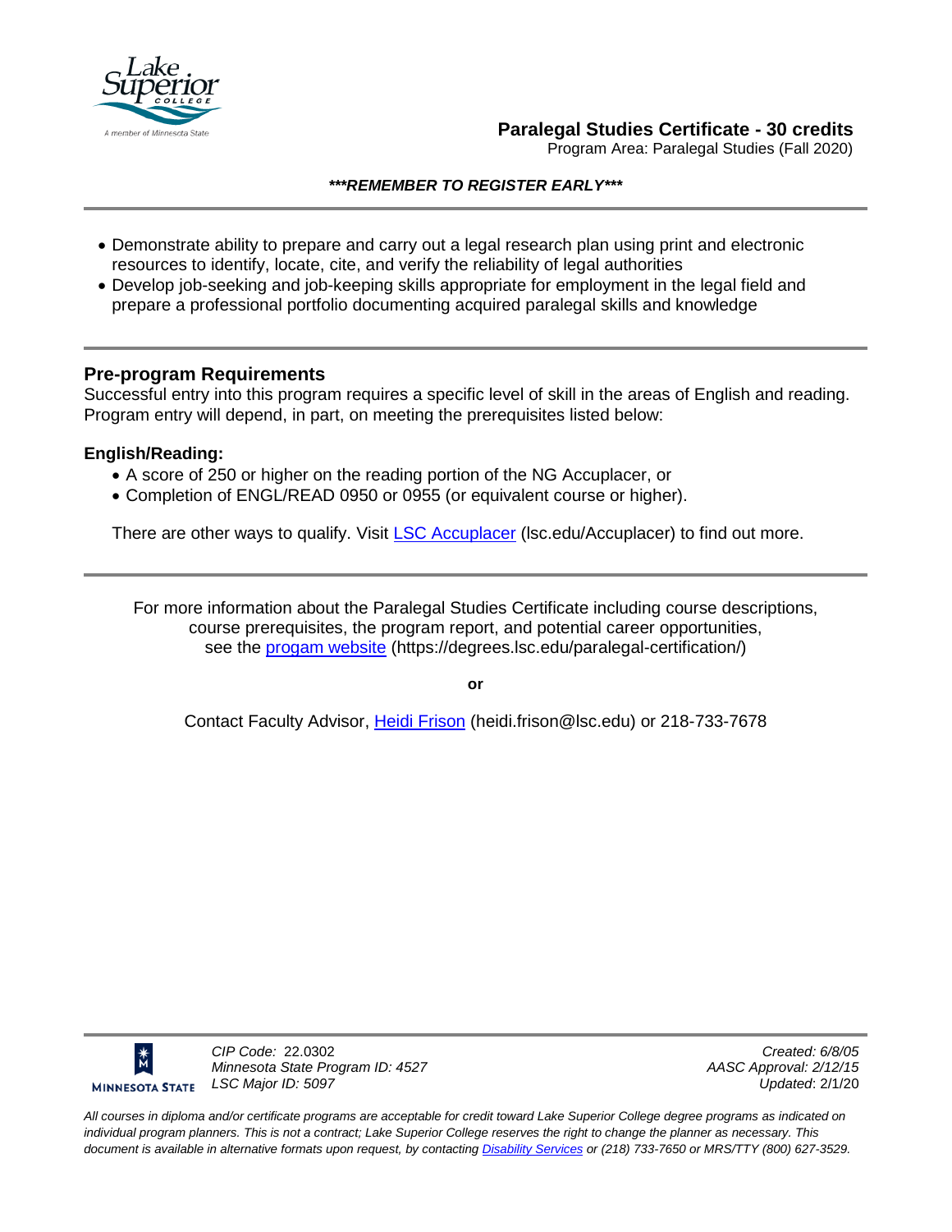**Paralegal Studies Certificate - 30 credits**
Program Area: Paralegal Studies (Fall 2020)

***REMEMBER TO REGISTER EARLY***

- Demonstrate ability to prepare and carry out a legal research plan using print and electronic resources to identify, locate, cite, and verify the reliability of legal authorities
- Develop job-seeking and job-keeping skills appropriate for employment in the legal field and prepare a professional portfolio documenting acquired paralegal skills and knowledge

## Pre-program Requirements

Successful entry into this program requires a specific level of skill in the areas of English and reading. Program entry will depend, in part, on meeting the prerequisites listed below:

**English/Reading:**

- A score of 250 or higher on the reading portion of the NG Accuplacer, or
- Completion of ENGL/READ 0950 or 0955 (or equivalent course or higher).

There are other ways to qualify. Visit LSC Accuplacer (lsc.edu/Accuplacer) to find out more.

For more information about the Paralegal Studies Certificate including course descriptions, course prerequisites, the program report, and potential career opportunities, see the progam website (https://degrees.lsc.edu/paralegal-certification/)

**or**

Contact Faculty Advisor, Heidi Frison (heidi.frison@lsc.edu) or 218-733-7678

*CIP Code:* 22.0302
*Minnesota State Program ID: 4527*
*LSC Major ID: 5097*

*Created: 6/8/05*
*AASC Approval: 2/12/15*
*Updated*: 2/1/20

*All courses in diploma and/or certificate programs are acceptable for credit toward Lake Superior College degree programs as indicated on individual program planners. This is not a contract; Lake Superior College reserves the right to change the planner as necessary. This document is available in alternative formats upon request, by contacting Disability Services or (218) 733-7650 or MRS/TTY (800) 627-3529.*